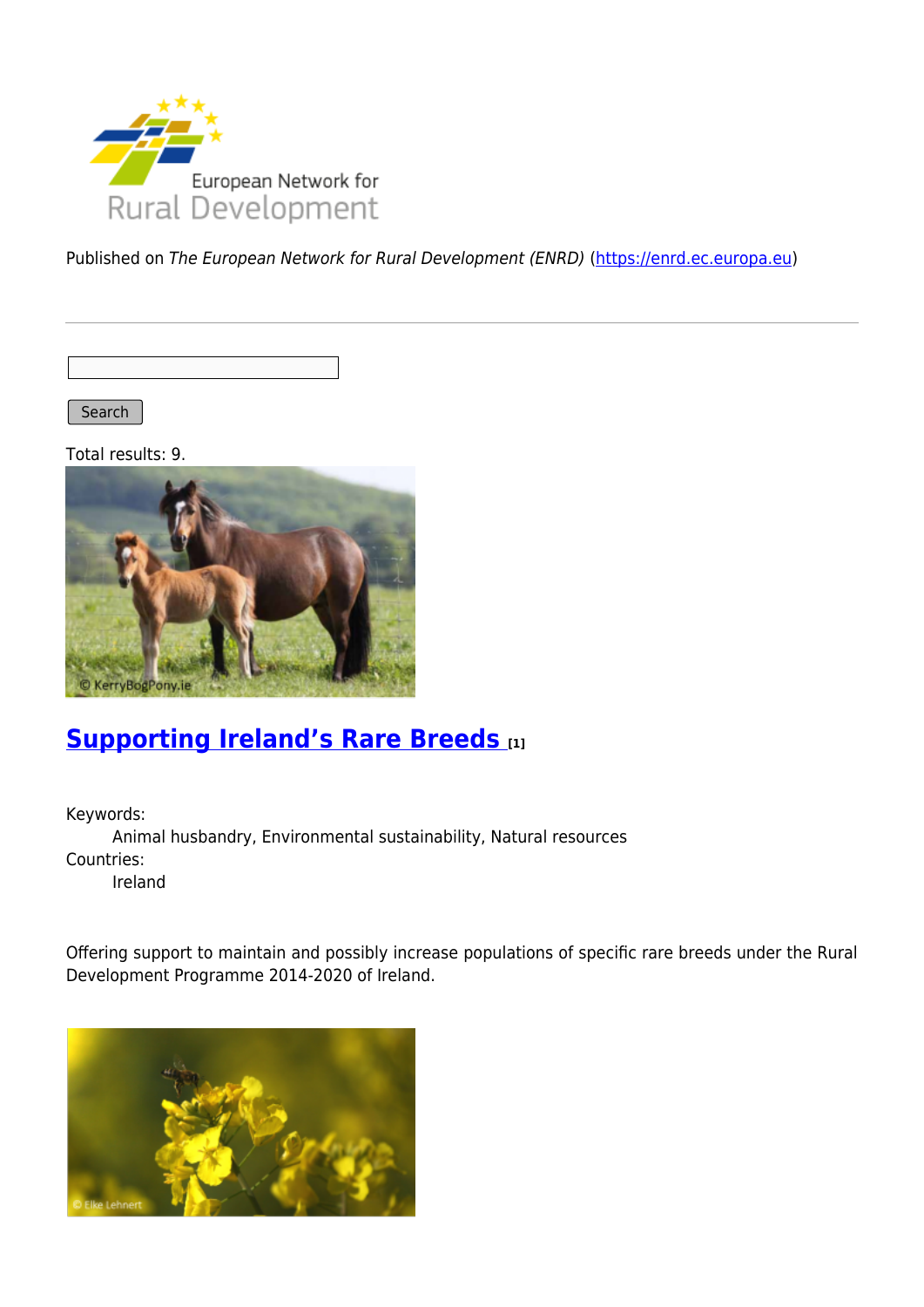Published on *The European Network for Rural Development (ENRD)* (https://enrd.ec.europa.eu)

Search

Total results: 9.

## Supporting Ireland’s Rare Breeds [1]

Keywords:
Animal husbandry, Environmental sustainability, Natural resources

Countries:
Ireland

Offering support to maintain and possibly increase populations of specific rare breeds under the Rural Development Programme 2014-2020 of Ireland.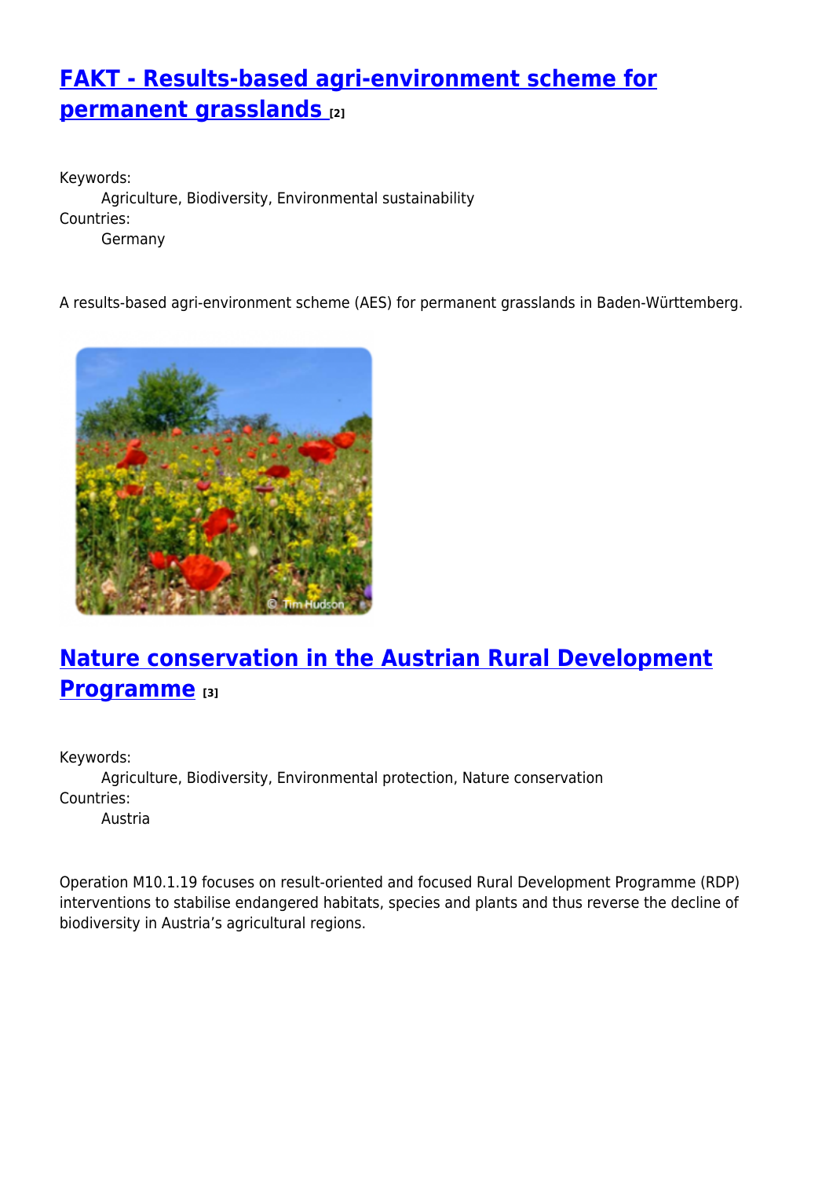## FAKT - Results-based agri-environment scheme for permanent grasslands [2]

Keywords:
Agriculture, Biodiversity, Environmental sustainability
Countries:
Germany

A results-based agri-environment scheme (AES) for permanent grasslands in Baden-Württemberg.

## Nature conservation in the Austrian Rural Development Programme [3]

Keywords:
Agriculture, Biodiversity, Environmental protection, Nature conservation
Countries:
Austria

Operation M10.1.19 focuses on result-oriented and focused Rural Development Programme (RDP) interventions to stabilise endangered habitats, species and plants and thus reverse the decline of biodiversity in Austria's agricultural regions.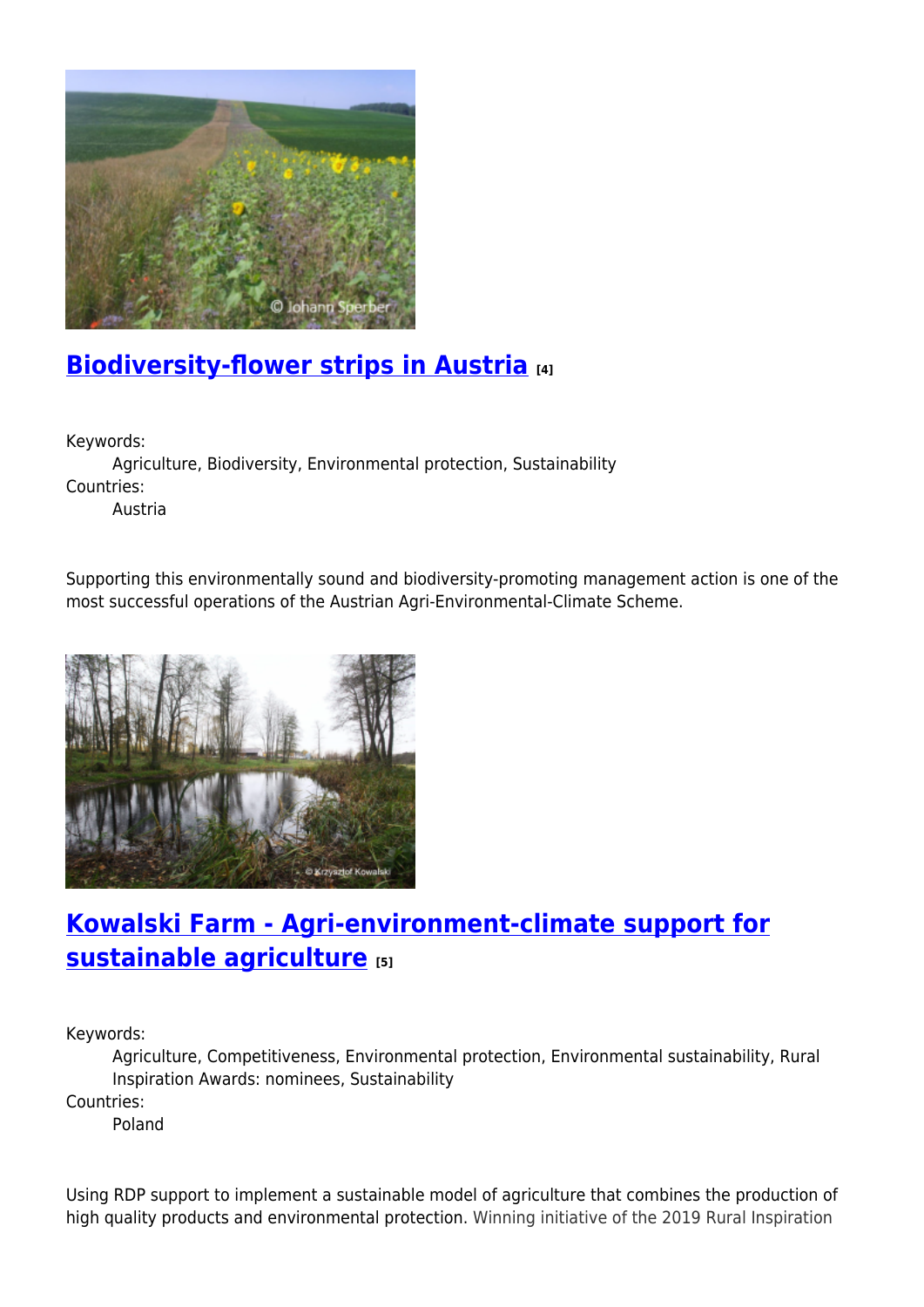## Biodiversity-flower strips in Austria [4]

Keywords:
Agriculture, Biodiversity, Environmental protection, Sustainability
Countries:
Austria

Supporting this environmentally sound and biodiversity-promoting management action is one of the most successful operations of the Austrian Agri-Environmental-Climate Scheme.

## Kowalski Farm - Agri-environment-climate support for sustainable agriculture [5]

Keywords:
Agriculture, Competitiveness, Environmental protection, Environmental sustainability, Rural Inspiration Awards: nominees, Sustainability
Countries:
Poland

Using RDP support to implement a sustainable model of agriculture that combines the production of high quality products and environmental protection. Winning initiative of the 2019 Rural Inspiration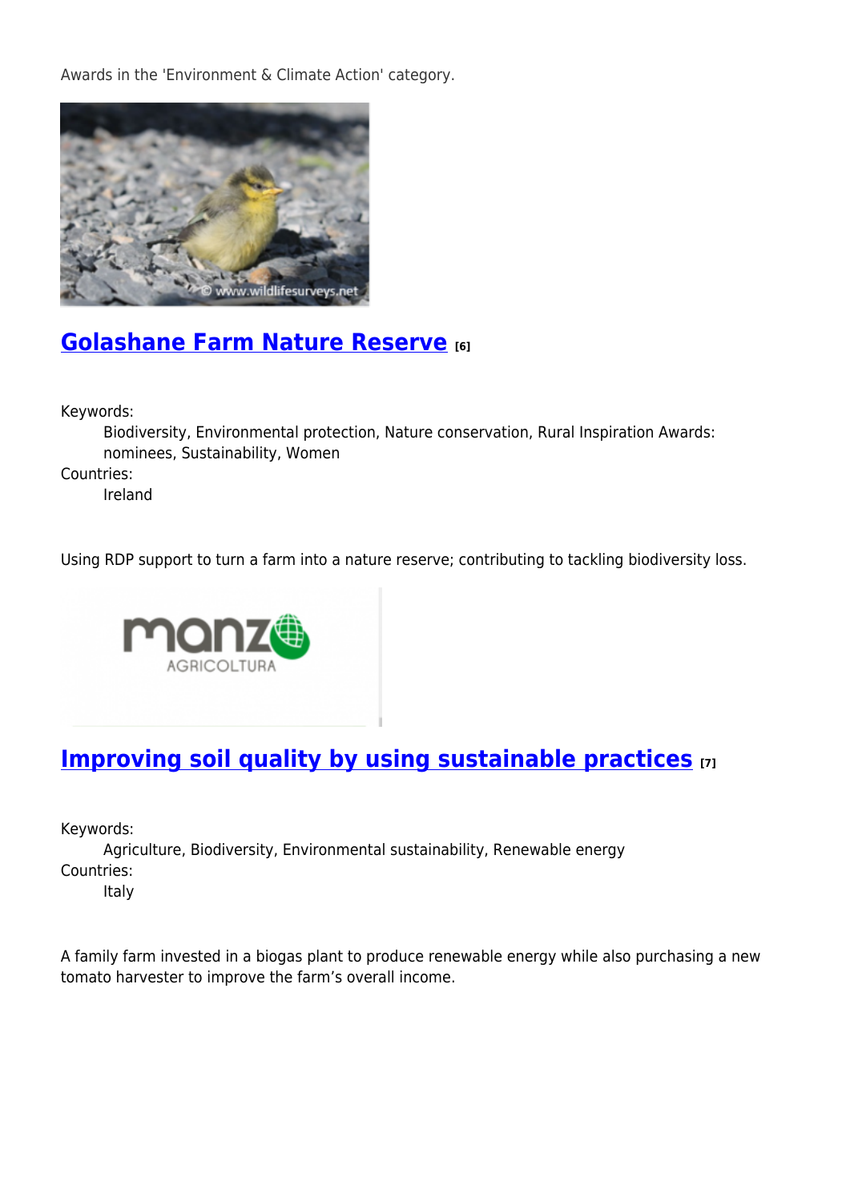Awards in the 'Environment & Climate Action' category.

## Golashane Farm Nature Reserve [6]

Keywords:
Biodiversity, Environmental protection, Nature conservation, Rural Inspiration Awards: nominees, Sustainability, Women

Countries:
Ireland

Using RDP support to turn a farm into a nature reserve; contributing to tackling biodiversity loss.

## Improving soil quality by using sustainable practices [7]

Keywords:
Agriculture, Biodiversity, Environmental sustainability, Renewable energy

Countries:
Italy

A family farm invested in a biogas plant to produce renewable energy while also purchasing a new tomato harvester to improve the farm's overall income.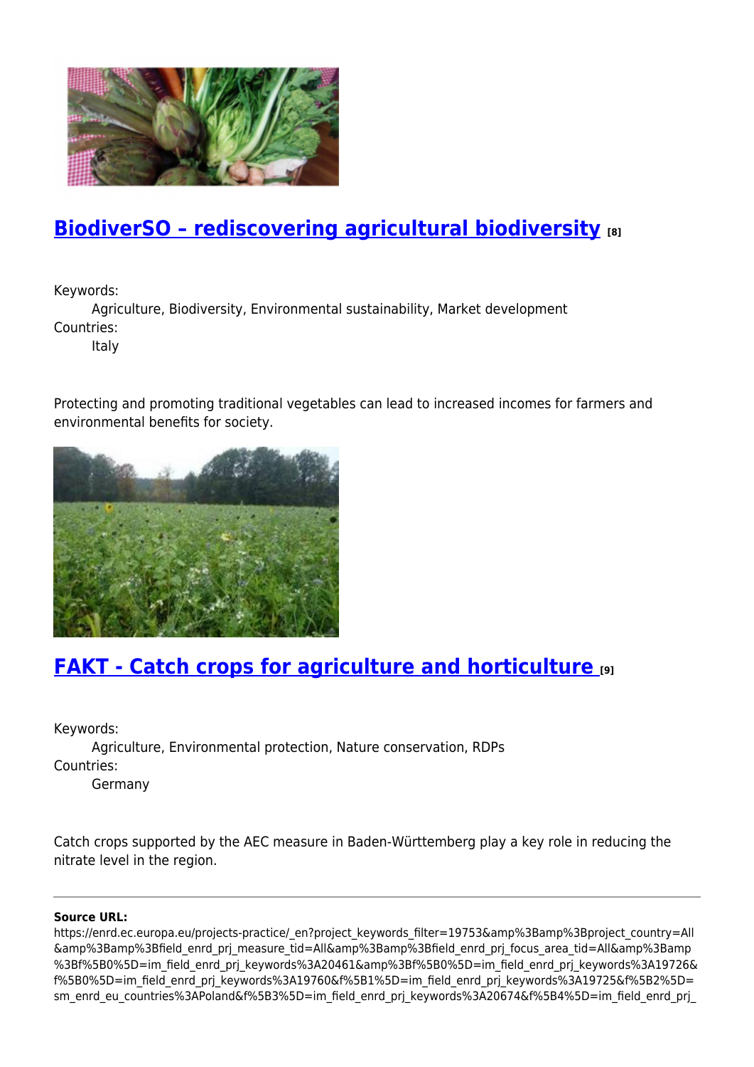## BiodiverSO – rediscovering agricultural biodiversity [8]

Keywords:
    Agriculture, Biodiversity, Environmental sustainability, Market development
Countries:
    Italy

Protecting and promoting traditional vegetables can lead to increased incomes for farmers and environmental benefits for society.

## FAKT - Catch crops for agriculture and horticulture [9]

Keywords:
    Agriculture, Environmental protection, Nature conservation, RDPs
Countries:
    Germany

Catch crops supported by the AEC measure in Baden-Württemberg play a key role in reducing the nitrate level in the region.

---

**Source URL:**
https://enrd.ec.europa.eu/projects-practice/_en?project_keywords_filter=19753&amp%3Bamp%3Bproject_country=All&amp%3Bamp%3Bfield_enrd_prj_measure_tid=All&amp%3Bamp%3Bfield_enrd_prj_focus_area_tid=All&amp%3Bamp%3Bf%5B0%5D=im_field_enrd_prj_keywords%3A20461&amp%3Bf%5B0%5D=im_field_enrd_prj_keywords%3A19726&f%5B0%5D=im_field_enrd_prj_keywords%3A19760&f%5B1%5D=im_field_enrd_prj_keywords%3A19725&f%5B2%5D=sm_enrd_eu_countries%3APoland&f%5B3%5D=im_field_enrd_prj_keywords%3A20674&f%5B4%5D=im_field_enrd_prj_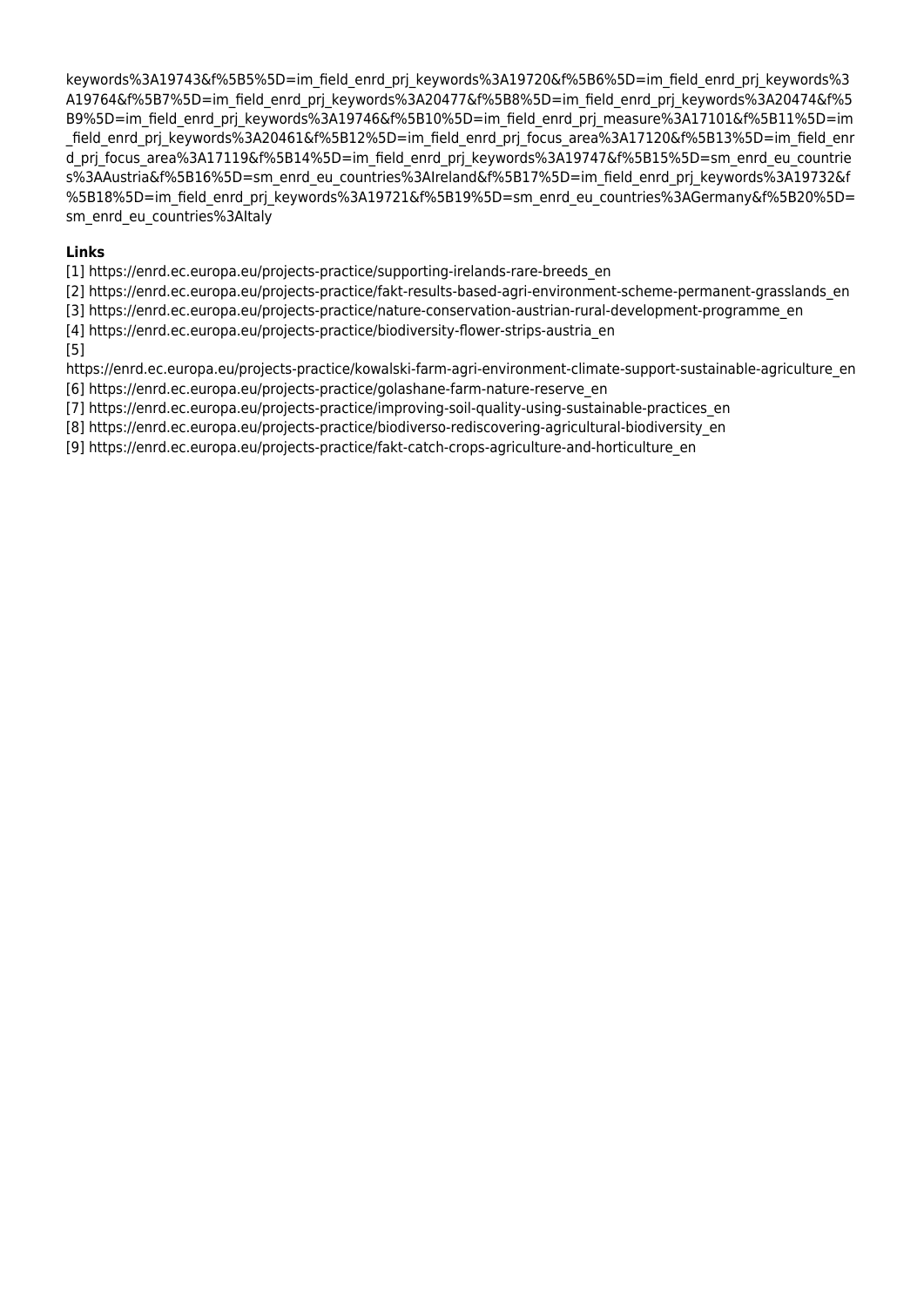keywords%3A19743&f%5B5%5D=im_field_enrd_prj_keywords%3A19720&f%5B6%5D=im_field_enrd_prj_keywords%3A19764&f%5B7%5D=im_field_enrd_prj_keywords%3A20477&f%5B8%5D=im_field_enrd_prj_keywords%3A20474&f%5B9%5D=im_field_enrd_prj_keywords%3A19746&f%5B10%5D=im_field_enrd_prj_measure%3A17101&f%5B11%5D=im_field_enrd_prj_keywords%3A20461&f%5B12%5D=im_field_enrd_prj_focus_area%3A17120&f%5B13%5D=im_field_enrd_prj_focus_area%3A17119&f%5B14%5D=im_field_enrd_prj_keywords%3A19747&f%5B15%5D=sm_enrd_eu_countries%3AAustria&f%5B16%5D=sm_enrd_eu_countries%3AIreland&f%5B17%5D=im_field_enrd_prj_keywords%3A19732&f%5B18%5D=im_field_enrd_prj_keywords%3A19721&f%5B19%5D=sm_enrd_eu_countries%3AGermany&f%5B20%5D=sm_enrd_eu_countries%3AItaly

**Links**

[1] https://enrd.ec.europa.eu/projects-practice/supporting-irelands-rare-breeds_en
[2] https://enrd.ec.europa.eu/projects-practice/fakt-results-based-agri-environment-scheme-permanent-grasslands_en
[3] https://enrd.ec.europa.eu/projects-practice/nature-conservation-austrian-rural-development-programme_en
[4] https://enrd.ec.europa.eu/projects-practice/biodiversity-flower-strips-austria_en
[5] https://enrd.ec.europa.eu/projects-practice/kowalski-farm-agri-environment-climate-support-sustainable-agriculture_en
[6] https://enrd.ec.europa.eu/projects-practice/golashane-farm-nature-reserve_en
[7] https://enrd.ec.europa.eu/projects-practice/improving-soil-quality-using-sustainable-practices_en
[8] https://enrd.ec.europa.eu/projects-practice/biodiverso-rediscovering-agricultural-biodiversity_en
[9] https://enrd.ec.europa.eu/projects-practice/fakt-catch-crops-agriculture-and-horticulture_en